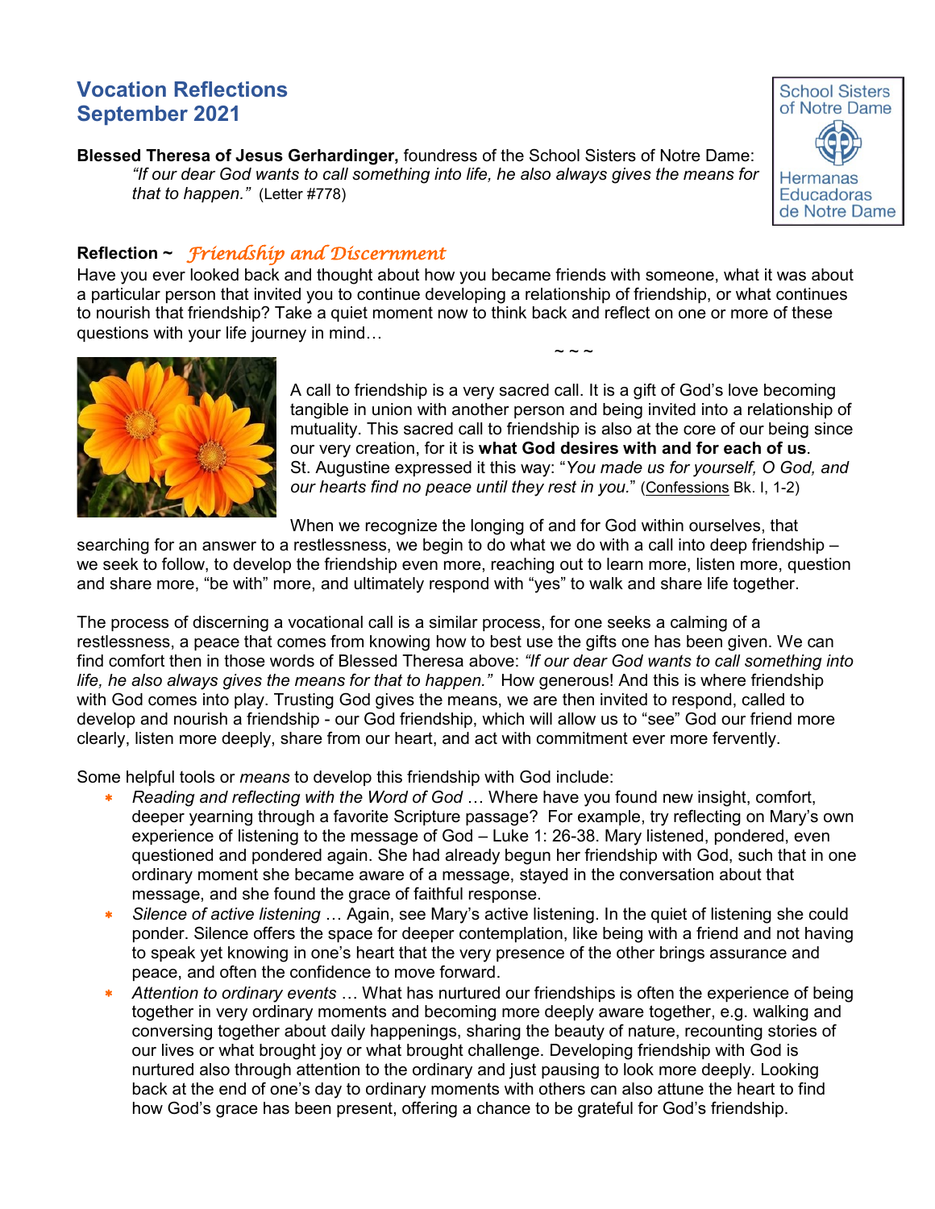# Vocation Reflections
# September 2021

School Sisters of Notre Dame
Hermanas Educadoras de Notre Dame

**Blessed Theresa of Jesus Gerhardinger,** foundress of the School Sisters of Notre Dame:

> *"If our dear God wants to call something into life, he also always gives the means for that to happen."* (Letter #778)

## Reflection ~ *Friendship and Discernment*

Have you ever looked back and thought about how you became friends with someone, what it was about a particular person that invited you to continue developing a relationship of friendship, or what continues to nourish that friendship? Take a quiet moment now to think back and reflect on one or more of these questions with your life journey in mind…

~ ~ ~

A call to friendship is a very sacred call. It is a gift of God's love becoming tangible in union with another person and being invited into a relationship of mutuality. This sacred call to friendship is also at the core of our being since our very creation, for it is **what God desires with and for each of us**. St. Augustine expressed it this way: "*You made us for yourself, O God, and our hearts find no peace until they rest in you.*" (Confessions Bk. I, 1-2)

When we recognize the longing of and for God within ourselves, that searching for an answer to a restlessness, we begin to do what we do with a call into deep friendship – we seek to follow, to develop the friendship even more, reaching out to learn more, listen more, question and share more, "be with" more, and ultimately respond with "yes" to walk and share life together.

The process of discerning a vocational call is a similar process, for one seeks a calming of a restlessness, a peace that comes from knowing how to best use the gifts one has been given. We can find comfort then in those words of Blessed Theresa above: *"If our dear God wants to call something into life, he also always gives the means for that to happen."* How generous! And this is where friendship with God comes into play. Trusting God gives the means, we are then invited to respond, called to develop and nourish a friendship - our God friendship, which will allow us to "see" God our friend more clearly, listen more deeply, share from our heart, and act with commitment ever more fervently.

Some helpful tools or *means* to develop this friendship with God include:

- *Reading and reflecting with the Word of God* … Where have you found new insight, comfort, deeper yearning through a favorite Scripture passage? For example, try reflecting on Mary's own experience of listening to the message of God – Luke 1: 26-38. Mary listened, pondered, even questioned and pondered again. She had already begun her friendship with God, such that in one ordinary moment she became aware of a message, stayed in the conversation about that message, and she found the grace of faithful response.
- *Silence of active listening* … Again, see Mary's active listening. In the quiet of listening she could ponder. Silence offers the space for deeper contemplation, like being with a friend and not having to speak yet knowing in one's heart that the very presence of the other brings assurance and peace, and often the confidence to move forward.
- *Attention to ordinary events* … What has nurtured our friendships is often the experience of being together in very ordinary moments and becoming more deeply aware together, e.g. walking and conversing together about daily happenings, sharing the beauty of nature, recounting stories of our lives or what brought joy or what brought challenge. Developing friendship with God is nurtured also through attention to the ordinary and just pausing to look more deeply. Looking back at the end of one's day to ordinary moments with others can also attune the heart to find how God's grace has been present, offering a chance to be grateful for God's friendship.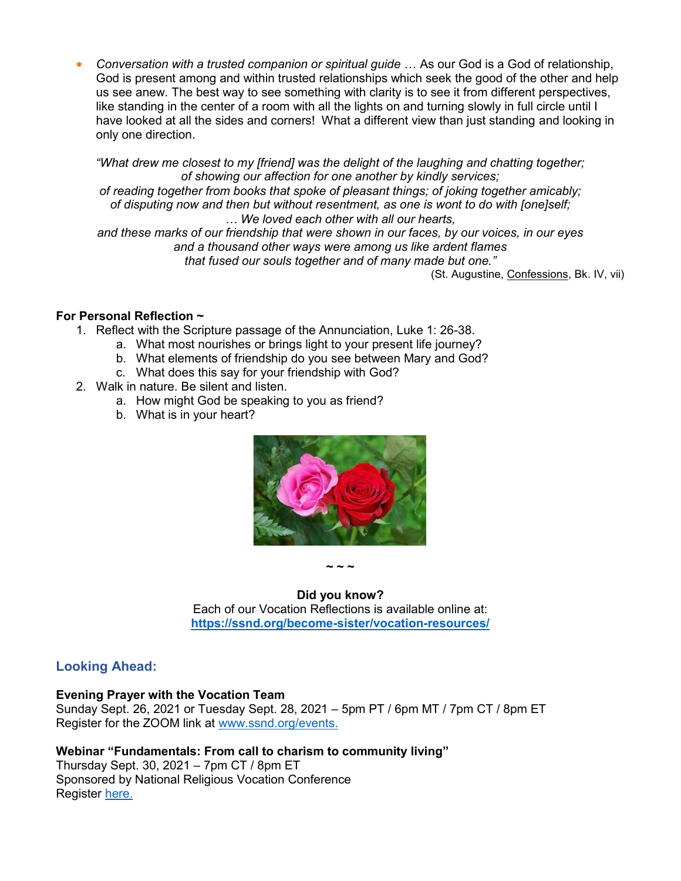- *Conversation with a trusted companion or spiritual guide* … As our God is a God of relationship, God is present among and within trusted relationships which seek the good of the other and help us see anew. The best way to see something with clarity is to see it from different perspectives, like standing in the center of a room with all the lights on and turning slowly in full circle until I have looked at all the sides and corners! What a different view than just standing and looking in only one direction.

*"What drew me closest to my [friend] was the delight of the laughing and chatting together;*
*of showing our affection for one another by kindly services;*
*of reading together from books that spoke of pleasant things; of joking together amicably;*
*of disputing now and then but without resentment, as one is wont to do with [one]self;*
*… We loved each other with all our hearts,*
*and these marks of our friendship that were shown in our faces, by our voices, in our eyes*
*and a thousand other ways were among us like ardent flames*
*that fused our souls together and of many made but one."*

(St. Augustine, Confessions, Bk. IV, vii)

**For Personal Reflection ~**

1. Reflect with the Scripture passage of the Annunciation, Luke 1: 26-38.
   a. What most nourishes or brings light to your present life journey?
   b. What elements of friendship do you see between Mary and God?
   c. What does this say for your friendship with God?
2. Walk in nature. Be silent and listen.
   a. How might God be speaking to you as friend?
   b. What is in your heart?

**~ ~ ~**

**Did you know?**
Each of our Vocation Reflections is available online at:
**https://ssnd.org/become-sister/vocation-resources/**

## Looking Ahead:

**Evening Prayer with the Vocation Team**
Sunday Sept. 26, 2021 or Tuesday Sept. 28, 2021 – 5pm PT / 6pm MT / 7pm CT / 8pm ET
Register for the ZOOM link at www.ssnd.org/events.

**Webinar "Fundamentals: From call to charism to community living"**
Thursday Sept. 30, 2021 – 7pm CT / 8pm ET
Sponsored by National Religious Vocation Conference
Register here.